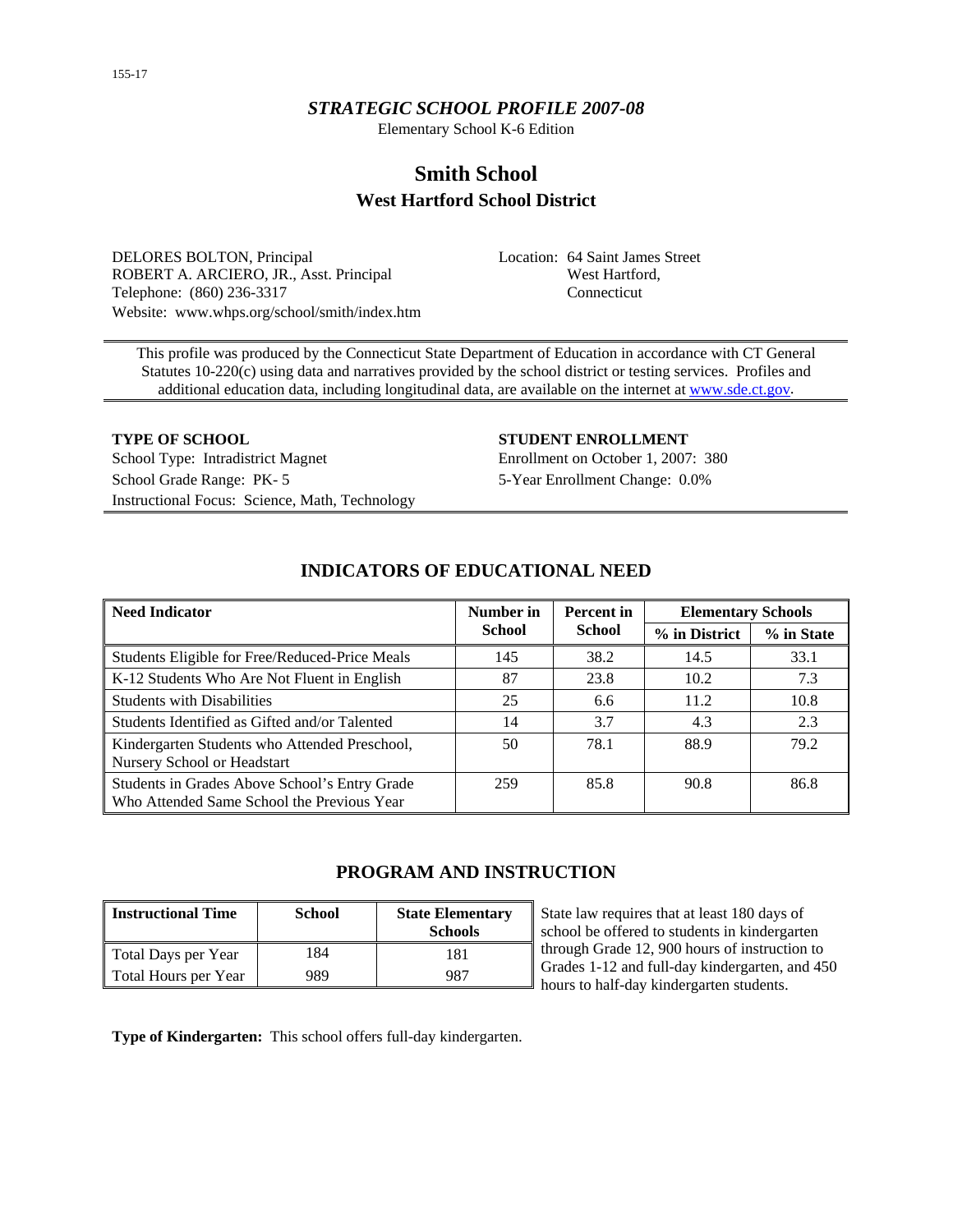155-17

*STRATEGIC SCHOOL PROFILE 2007-08*

Elementary School K-6 Edition

# Smith School

## West Hartford School District

DELORES BOLTON, Principal
ROBERT A. ARCIERO, JR., Asst. Principal
Telephone: (860) 236-3317
Website: www.whps.org/school/smith/index.htm

Location: 64 Saint James Street
West Hartford,
Connecticut

This profile was produced by the Connecticut State Department of Education in accordance with CT General Statutes 10-220(c) using data and narratives provided by the school district or testing services. Profiles and additional education data, including longitudinal data, are available on the internet at www.sde.ct.gov.

**TYPE OF SCHOOL**

School Type: Intradistrict Magnet
School Grade Range: PK- 5
Instructional Focus: Science, Math, Technology

**STUDENT ENROLLMENT**

Enrollment on October 1, 2007: 380
5-Year Enrollment Change: 0.0%

## INDICATORS OF EDUCATIONAL NEED

| Need Indicator | Number in School | Percent in School | Elementary Schools | |
|---|---|---|---|---|
| | | | % in District | % in State |
| Students Eligible for Free/Reduced-Price Meals | 145 | 38.2 | 14.5 | 33.1 |
| K-12 Students Who Are Not Fluent in English | 87 | 23.8 | 10.2 | 7.3 |
| Students with Disabilities | 25 | 6.6 | 11.2 | 10.8 |
| Students Identified as Gifted and/or Talented | 14 | 3.7 | 4.3 | 2.3 |
| Kindergarten Students who Attended Preschool, Nursery School or Headstart | 50 | 78.1 | 88.9 | 79.2 |
| Students in Grades Above School's Entry Grade Who Attended Same School the Previous Year | 259 | 85.8 | 90.8 | 86.8 |

## PROGRAM AND INSTRUCTION

| Instructional Time | School | State Elementary Schools |
|---|---|---|
| Total Days per Year | 184 | 181 |
| Total Hours per Year | 989 | 987 |

State law requires that at least 180 days of school be offered to students in kindergarten through Grade 12, 900 hours of instruction to Grades 1-12 and full-day kindergarten, and 450 hours to half-day kindergarten students.

**Type of Kindergarten:** This school offers full-day kindergarten.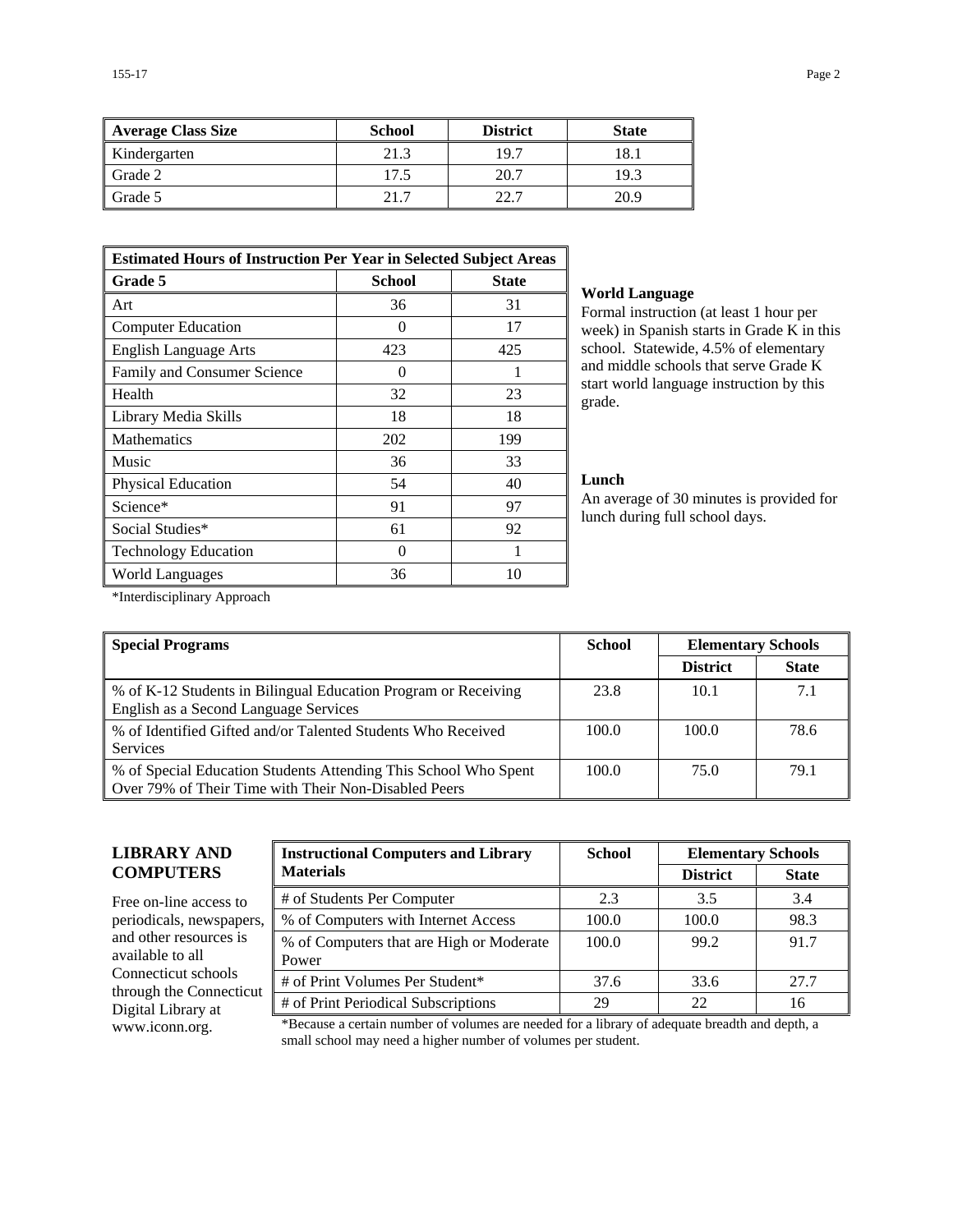| Average Class Size | School | District | State |
|---|---|---|---|
| Kindergarten | 21.3 | 19.7 | 18.1 |
| Grade 2 | 17.5 | 20.7 | 19.3 |
| Grade 5 | 21.7 | 22.7 | 20.9 |

| Estimated Hours of Instruction Per Year in Selected Subject Areas | | |
|---|---|---|
| **Grade 5** | **School** | **State** |
| Art | 36 | 31 |
| Computer Education | 0 | 17 |
| English Language Arts | 423 | 425 |
| Family and Consumer Science | 0 | 1 |
| Health | 32 | 23 |
| Library Media Skills | 18 | 18 |
| Mathematics | 202 | 199 |
| Music | 36 | 33 |
| Physical Education | 54 | 40 |
| Science* | 91 | 97 |
| Social Studies* | 61 | 92 |
| Technology Education | 0 | 1 |
| World Languages | 36 | 10 |

*Interdisciplinary Approach

**World Language**

Formal instruction (at least 1 hour per week) in Spanish starts in Grade K in this school. Statewide, 4.5% of elementary and middle schools that serve Grade K start world language instruction by this grade.

**Lunch**

An average of 30 minutes is provided for lunch during full school days.

| Special Programs | School | Elementary Schools | |
|---|---|---|---|
| | | **District** | **State** |
| % of K-12 Students in Bilingual Education Program or Receiving English as a Second Language Services | 23.8 | 10.1 | 7.1 |
| % of Identified Gifted and/or Talented Students Who Received Services | 100.0 | 100.0 | 78.6 |
| % of Special Education Students Attending This School Who Spent Over 79% of Their Time with Their Non-Disabled Peers | 100.0 | 75.0 | 79.1 |

## LIBRARY AND COMPUTERS

Free on-line access to periodicals, newspapers, and other resources is available to all Connecticut schools through the Connecticut Digital Library at www.iconn.org.

| Instructional Computers and Library Materials | School | Elementary Schools | |
|---|---|---|---|
| | | **District** | **State** |
| # of Students Per Computer | 2.3 | 3.5 | 3.4 |
| % of Computers with Internet Access | 100.0 | 100.0 | 98.3 |
| % of Computers that are High or Moderate Power | 100.0 | 99.2 | 91.7 |
| # of Print Volumes Per Student* | 37.6 | 33.6 | 27.7 |
| # of Print Periodical Subscriptions | 29 | 22 | 16 |

*Because a certain number of volumes are needed for a library of adequate breadth and depth, a small school may need a higher number of volumes per student.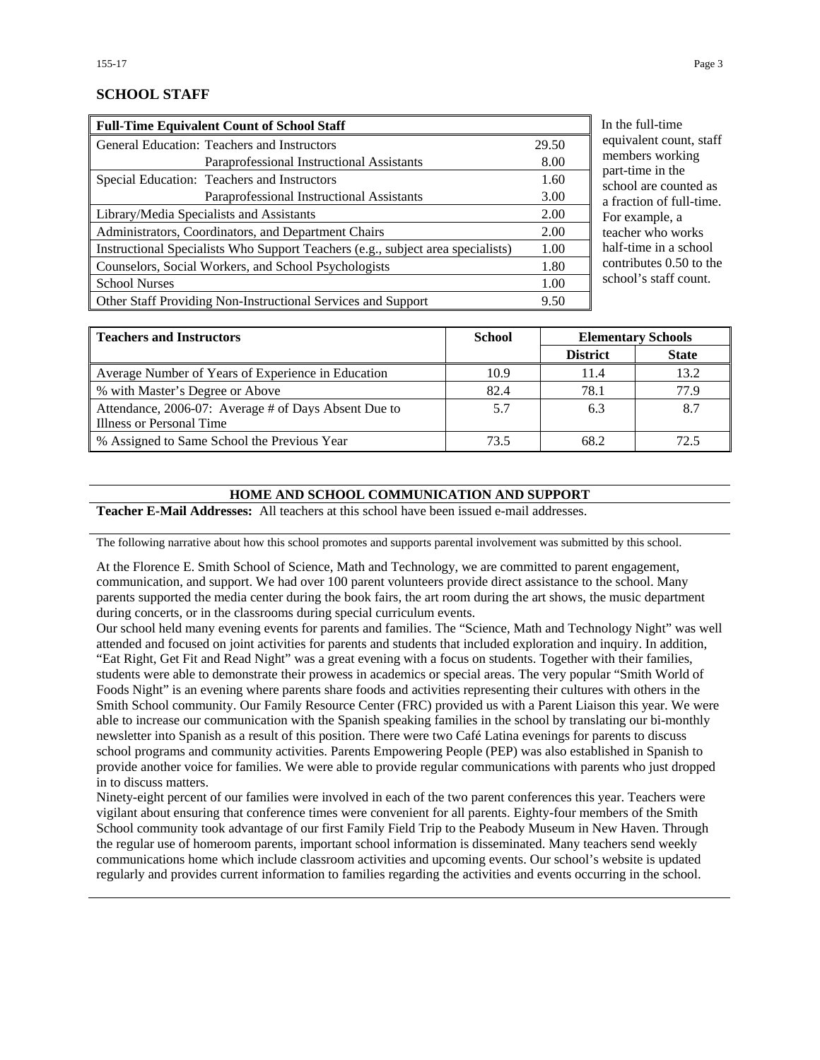## SCHOOL STAFF

| Full-Time Equivalent Count of School Staff | | |
|---|---|---|
| General Education: | Teachers and Instructors | 29.50 |
| | Paraprofessional Instructional Assistants | 8.00 |
| Special Education: | Teachers and Instructors | 1.60 |
| | Paraprofessional Instructional Assistants | 3.00 |
| Library/Media Specialists and Assistants | | 2.00 |
| Administrators, Coordinators, and Department Chairs | | 2.00 |
| Instructional Specialists Who Support Teachers (e.g., subject area specialists) | | 1.00 |
| Counselors, Social Workers, and School Psychologists | | 1.80 |
| School Nurses | | 1.00 |
| Other Staff Providing Non-Instructional Services and Support | | 9.50 |

In the full-time equivalent count, staff members working part-time in the school are counted as a fraction of full-time. For example, a teacher who works half-time in a school contributes 0.50 to the school's staff count.

| Teachers and Instructors | School | Elementary Schools | |
|---|---|---|---|
| | | District | State |
| Average Number of Years of Experience in Education | 10.9 | 11.4 | 13.2 |
| % with Master's Degree or Above | 82.4 | 78.1 | 77.9 |
| Attendance, 2006-07: Average # of Days Absent Due to Illness or Personal Time | 5.7 | 6.3 | 8.7 |
| % Assigned to Same School the Previous Year | 73.5 | 68.2 | 72.5 |

## HOME AND SCHOOL COMMUNICATION AND SUPPORT

**Teacher E-Mail Addresses:** All teachers at this school have been issued e-mail addresses.

The following narrative about how this school promotes and supports parental involvement was submitted by this school.

At the Florence E. Smith School of Science, Math and Technology, we are committed to parent engagement, communication, and support. We had over 100 parent volunteers provide direct assistance to the school. Many parents supported the media center during the book fairs, the art room during the art shows, the music department during concerts, or in the classrooms during special curriculum events.

Our school held many evening events for parents and families. The "Science, Math and Technology Night" was well attended and focused on joint activities for parents and students that included exploration and inquiry. In addition, "Eat Right, Get Fit and Read Night" was a great evening with a focus on students. Together with their families, students were able to demonstrate their prowess in academics or special areas. The very popular "Smith World of Foods Night" is an evening where parents share foods and activities representing their cultures with others in the Smith School community. Our Family Resource Center (FRC) provided us with a Parent Liaison this year. We were able to increase our communication with the Spanish speaking families in the school by translating our bi-monthly newsletter into Spanish as a result of this position. There were two Café Latina evenings for parents to discuss school programs and community activities. Parents Empowering People (PEP) was also established in Spanish to provide another voice for families. We were able to provide regular communications with parents who just dropped in to discuss matters.

Ninety-eight percent of our families were involved in each of the two parent conferences this year. Teachers were vigilant about ensuring that conference times were convenient for all parents. Eighty-four members of the Smith School community took advantage of our first Family Field Trip to the Peabody Museum in New Haven. Through the regular use of homeroom parents, important school information is disseminated. Many teachers send weekly communications home which include classroom activities and upcoming events. Our school's website is updated regularly and provides current information to families regarding the activities and events occurring in the school.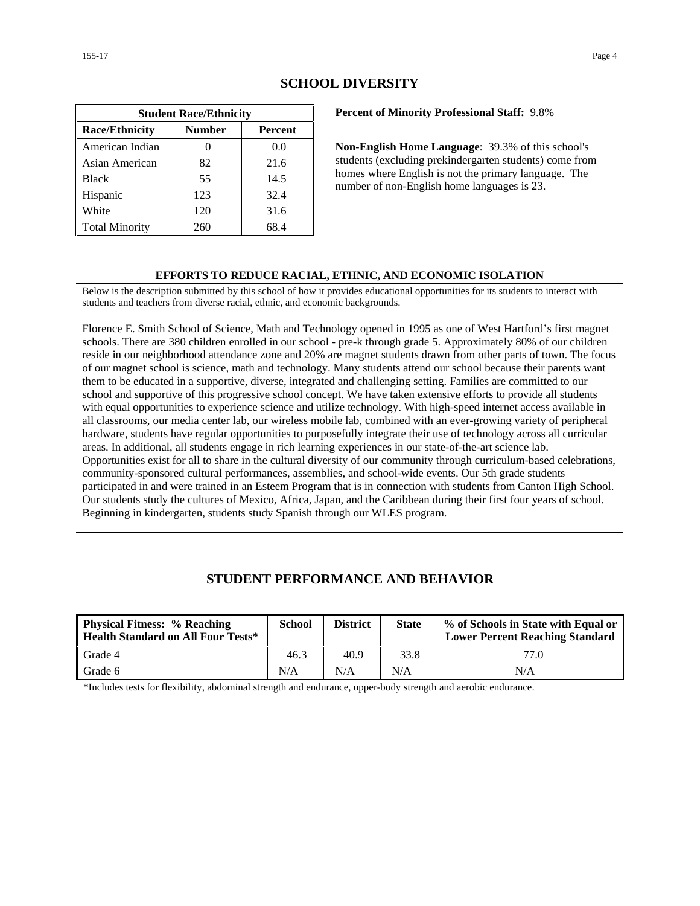## SCHOOL DIVERSITY

| Student Race/Ethnicity | | |
|---|---|---|
| **Race/Ethnicity** | **Number** | **Percent** |
| American Indian | 0 | 0.0 |
| Asian American | 82 | 21.6 |
| Black | 55 | 14.5 |
| Hispanic | 123 | 32.4 |
| White | 120 | 31.6 |
| Total Minority | 260 | 68.4 |

**Percent of Minority Professional Staff:** 9.8%

**Non-English Home Language**: 39.3% of this school's students (excluding prekindergarten students) come from homes where English is not the primary language. The number of non-English home languages is 23.

### EFFORTS TO REDUCE RACIAL, ETHNIC, AND ECONOMIC ISOLATION

Below is the description submitted by this school of how it provides educational opportunities for its students to interact with students and teachers from diverse racial, ethnic, and economic backgrounds.

Florence E. Smith School of Science, Math and Technology opened in 1995 as one of West Hartford's first magnet schools. There are 380 children enrolled in our school - pre-k through grade 5. Approximately 80% of our children reside in our neighborhood attendance zone and 20% are magnet students drawn from other parts of town. The focus of our magnet school is science, math and technology. Many students attend our school because their parents want them to be educated in a supportive, diverse, integrated and challenging setting. Families are committed to our school and supportive of this progressive school concept. We have taken extensive efforts to provide all students with equal opportunities to experience science and utilize technology. With high-speed internet access available in all classrooms, our media center lab, our wireless mobile lab, combined with an ever-growing variety of peripheral hardware, students have regular opportunities to purposefully integrate their use of technology across all curricular areas. In additional, all students engage in rich learning experiences in our state-of-the-art science lab. Opportunities exist for all to share in the cultural diversity of our community through curriculum-based celebrations, community-sponsored cultural performances, assemblies, and school-wide events. Our 5th grade students participated in and were trained in an Esteem Program that is in connection with students from Canton High School. Our students study the cultures of Mexico, Africa, Japan, and the Caribbean during their first four years of school. Beginning in kindergarten, students study Spanish through our WLES program.

## STUDENT PERFORMANCE AND BEHAVIOR

| Physical Fitness: % Reaching Health Standard on All Four Tests* | School | District | State | % of Schools in State with Equal or Lower Percent Reaching Standard |
|---|---|---|---|---|
| Grade 4 | 46.3 | 40.9 | 33.8 | 77.0 |
| Grade 6 | N/A | N/A | N/A | N/A |

*Includes tests for flexibility, abdominal strength and endurance, upper-body strength and aerobic endurance.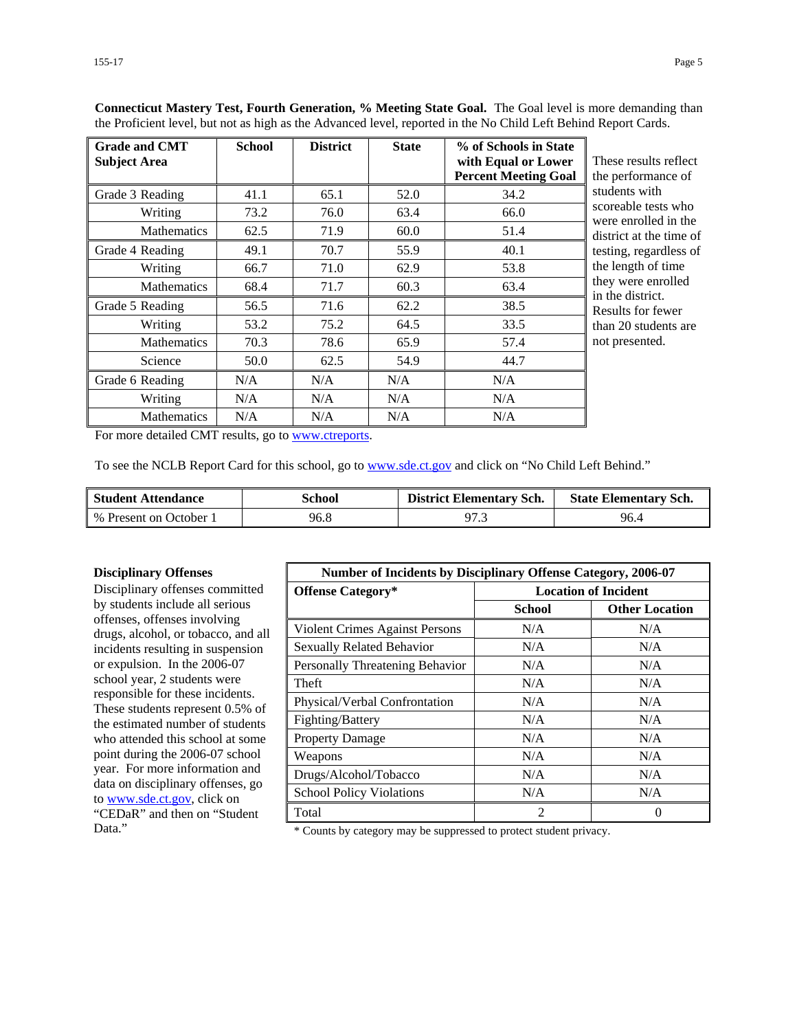**Connecticut Mastery Test, Fourth Generation, % Meeting State Goal.** The Goal level is more demanding than the Proficient level, but not as high as the Advanced level, reported in the No Child Left Behind Report Cards.

| Grade and CMT Subject Area | School | District | State | % of Schools in State with Equal or Lower Percent Meeting Goal |
|---|---|---|---|---|
| Grade 3 Reading | 41.1 | 65.1 | 52.0 | 34.2 |
| Writing | 73.2 | 76.0 | 63.4 | 66.0 |
| Mathematics | 62.5 | 71.9 | 60.0 | 51.4 |
| Grade 4 Reading | 49.1 | 70.7 | 55.9 | 40.1 |
| Writing | 66.7 | 71.0 | 62.9 | 53.8 |
| Mathematics | 68.4 | 71.7 | 60.3 | 63.4 |
| Grade 5 Reading | 56.5 | 71.6 | 62.2 | 38.5 |
| Writing | 53.2 | 75.2 | 64.5 | 33.5 |
| Mathematics | 70.3 | 78.6 | 65.9 | 57.4 |
| Science | 50.0 | 62.5 | 54.9 | 44.7 |
| Grade 6 Reading | N/A | N/A | N/A | N/A |
| Writing | N/A | N/A | N/A | N/A |
| Mathematics | N/A | N/A | N/A | N/A |

These results reflect the performance of students with scoreable tests who were enrolled in the district at the time of testing, regardless of the length of time they were enrolled in the district. Results for fewer than 20 students are not presented.

For more detailed CMT results, go to www.ctreports.

To see the NCLB Report Card for this school, go to www.sde.ct.gov and click on "No Child Left Behind."

| Student Attendance | School | District Elementary Sch. | State Elementary Sch. |
|---|---|---|---|
| % Present on October 1 | 96.8 | 97.3 | 96.4 |

**Disciplinary Offenses**

Disciplinary offenses committed by students include all serious offenses, offenses involving drugs, alcohol, or tobacco, and all incidents resulting in suspension or expulsion. In the 2006-07 school year, 2 students were responsible for these incidents. These students represent 0.5% of the estimated number of students who attended this school at some point during the 2006-07 school year. For more information and data on disciplinary offenses, go to www.sde.ct.gov, click on "CEDaR" and then on "Student Data."

**Number of Incidents by Disciplinary Offense Category, 2006-07**

| Offense Category* | Location of Incident | |
|---|---|---|
| | School | Other Location |
| Violent Crimes Against Persons | N/A | N/A |
| Sexually Related Behavior | N/A | N/A |
| Personally Threatening Behavior | N/A | N/A |
| Theft | N/A | N/A |
| Physical/Verbal Confrontation | N/A | N/A |
| Fighting/Battery | N/A | N/A |
| Property Damage | N/A | N/A |
| Weapons | N/A | N/A |
| Drugs/Alcohol/Tobacco | N/A | N/A |
| School Policy Violations | N/A | N/A |
| Total | 2 | 0 |

* Counts by category may be suppressed to protect student privacy.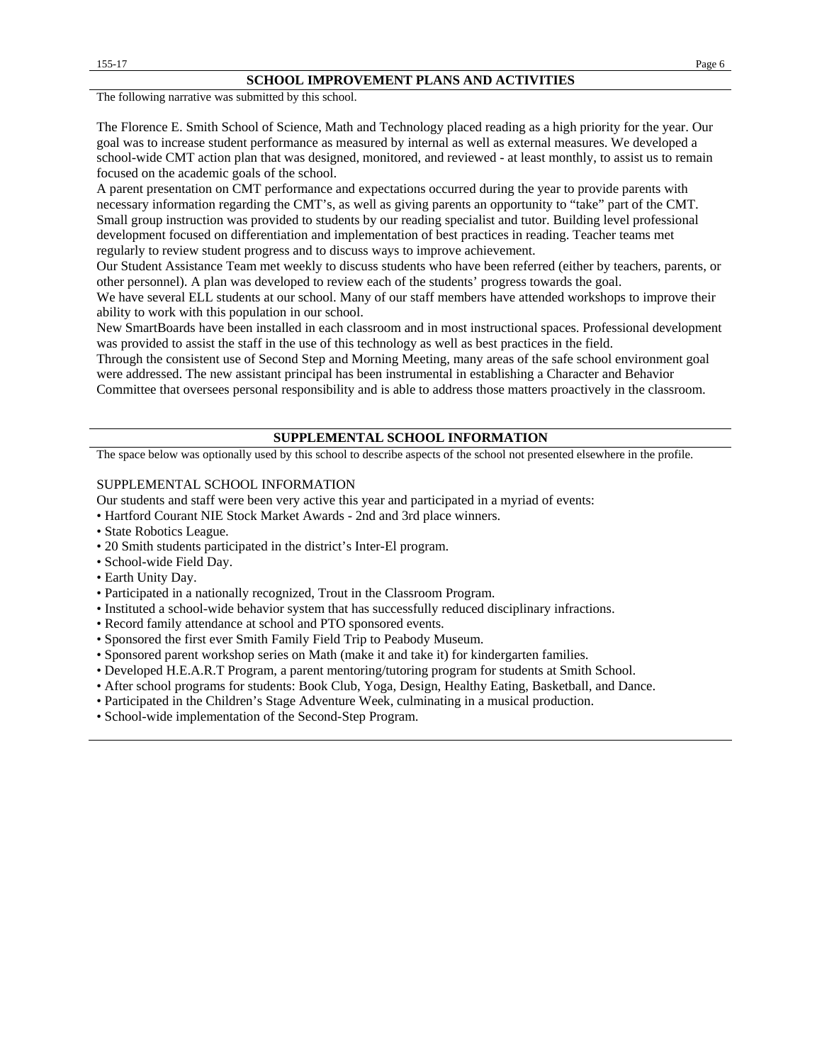## SCHOOL IMPROVEMENT PLANS AND ACTIVITIES

The following narrative was submitted by this school.

The Florence E. Smith School of Science, Math and Technology placed reading as a high priority for the year. Our goal was to increase student performance as measured by internal as well as external measures. We developed a school-wide CMT action plan that was designed, monitored, and reviewed - at least monthly, to assist us to remain focused on the academic goals of the school.

A parent presentation on CMT performance and expectations occurred during the year to provide parents with necessary information regarding the CMT's, as well as giving parents an opportunity to "take" part of the CMT. Small group instruction was provided to students by our reading specialist and tutor. Building level professional development focused on differentiation and implementation of best practices in reading. Teacher teams met regularly to review student progress and to discuss ways to improve achievement.

Our Student Assistance Team met weekly to discuss students who have been referred (either by teachers, parents, or other personnel). A plan was developed to review each of the students' progress towards the goal.

We have several ELL students at our school. Many of our staff members have attended workshops to improve their ability to work with this population in our school.

New SmartBoards have been installed in each classroom and in most instructional spaces. Professional development was provided to assist the staff in the use of this technology as well as best practices in the field.

Through the consistent use of Second Step and Morning Meeting, many areas of the safe school environment goal were addressed. The new assistant principal has been instrumental in establishing a Character and Behavior Committee that oversees personal responsibility and is able to address those matters proactively in the classroom.

## SUPPLEMENTAL SCHOOL INFORMATION

The space below was optionally used by this school to describe aspects of the school not presented elsewhere in the profile.

SUPPLEMENTAL SCHOOL INFORMATION

Our students and staff were been very active this year and participated in a myriad of events:

- Hartford Courant NIE Stock Market Awards - 2nd and 3rd place winners.
- State Robotics League.
- 20 Smith students participated in the district's Inter-El program.
- School-wide Field Day.
- Earth Unity Day.
- Participated in a nationally recognized, Trout in the Classroom Program.
- Instituted a school-wide behavior system that has successfully reduced disciplinary infractions.
- Record family attendance at school and PTO sponsored events.
- Sponsored the first ever Smith Family Field Trip to Peabody Museum.
- Sponsored parent workshop series on Math (make it and take it) for kindergarten families.
- Developed H.E.A.R.T Program, a parent mentoring/tutoring program for students at Smith School.
- After school programs for students: Book Club, Yoga, Design, Healthy Eating, Basketball, and Dance.
- Participated in the Children's Stage Adventure Week, culminating in a musical production.
- School-wide implementation of the Second-Step Program.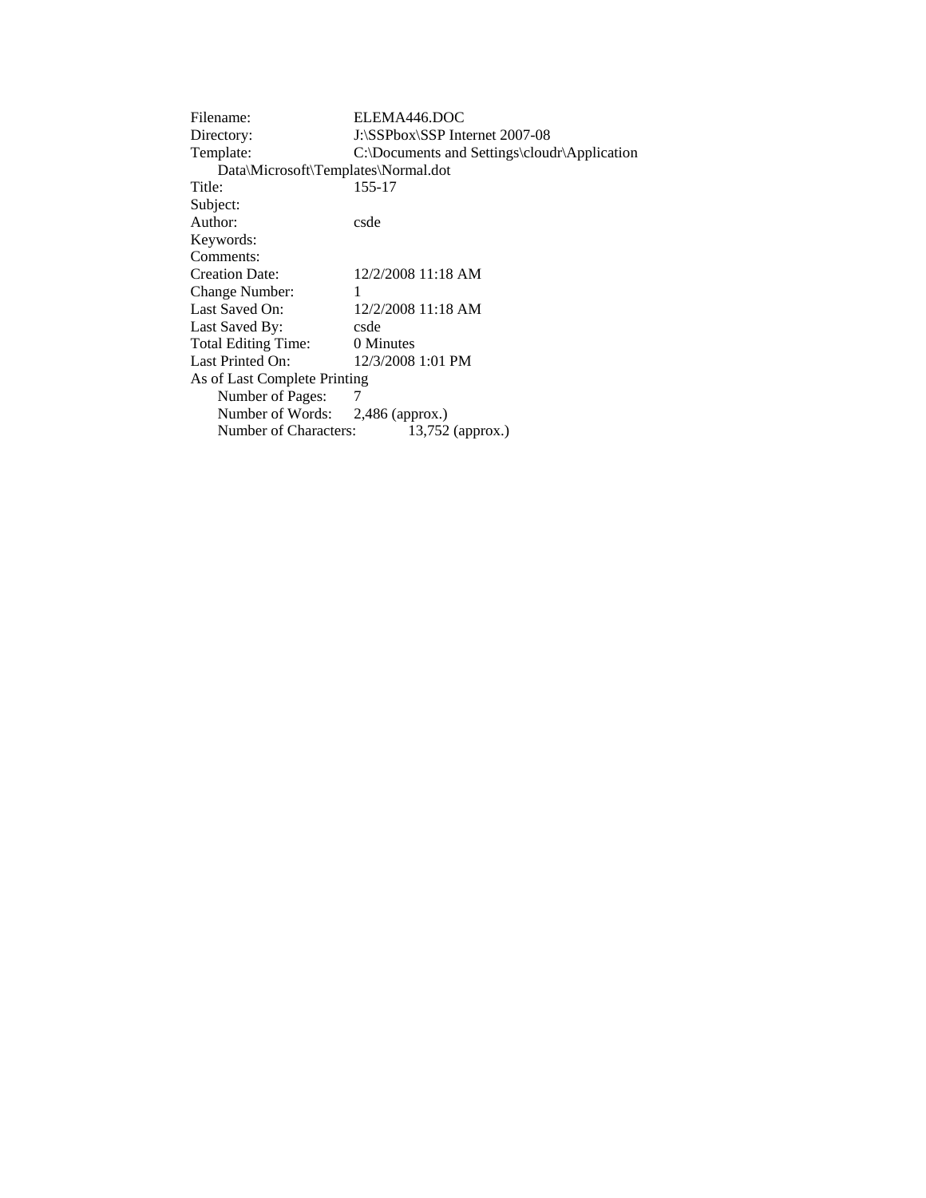Filename: ELEMA446.DOC
Directory: J:\SSPbox\SSP Internet 2007-08
Template: C:\Documents and Settings\cloudr\Application Data\Microsoft\Templates\Normal.dot
Title: 155-17
Subject:
Author: csde
Keywords:
Comments:
Creation Date: 12/2/2008 11:18 AM
Change Number: 1
Last Saved On: 12/2/2008 11:18 AM
Last Saved By: csde
Total Editing Time: 0 Minutes
Last Printed On: 12/3/2008 1:01 PM
As of Last Complete Printing
Number of Pages: 7
Number of Words: 2,486 (approx.)
Number of Characters: 13,752 (approx.)